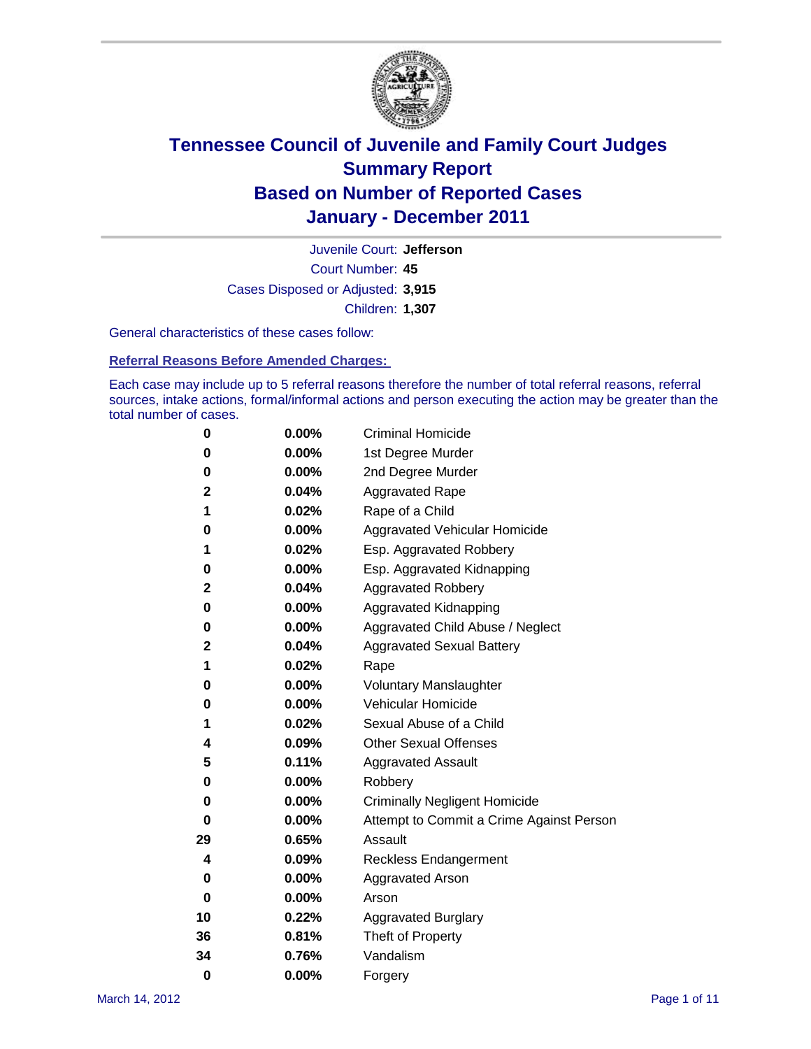# Tennessee Council of Juvenile and Family Court Judges
## Summary Report
## Based on Number of Reported Cases
## January - December 2011

Juvenile Court: **Jefferson**

Court Number: **45**

Cases Disposed or Adjusted: **3,915**

Children: **1,307**

General characteristics of these cases follow:

### Referral Reasons Before Amended Charges:

Each case may include up to 5 referral reasons therefore the number of total referral reasons, referral sources, intake actions, formal/informal actions and person executing the action may be greater than the total number of cases.

| Count | Percent | Referral Reason |
|---|---|---|
| 0 | 0.00% | Criminal Homicide |
| 0 | 0.00% | 1st Degree Murder |
| 0 | 0.00% | 2nd Degree Murder |
| 2 | 0.04% | Aggravated Rape |
| 1 | 0.02% | Rape of a Child |
| 0 | 0.00% | Aggravated Vehicular Homicide |
| 1 | 0.02% | Esp. Aggravated Robbery |
| 0 | 0.00% | Esp. Aggravated Kidnapping |
| 2 | 0.04% | Aggravated Robbery |
| 0 | 0.00% | Aggravated Kidnapping |
| 0 | 0.00% | Aggravated Child Abuse / Neglect |
| 2 | 0.04% | Aggravated Sexual Battery |
| 1 | 0.02% | Rape |
| 0 | 0.00% | Voluntary Manslaughter |
| 0 | 0.00% | Vehicular Homicide |
| 1 | 0.02% | Sexual Abuse of a Child |
| 4 | 0.09% | Other Sexual Offenses |
| 5 | 0.11% | Aggravated Assault |
| 0 | 0.00% | Robbery |
| 0 | 0.00% | Criminally Negligent Homicide |
| 0 | 0.00% | Attempt to Commit a Crime Against Person |
| 29 | 0.65% | Assault |
| 4 | 0.09% | Reckless Endangerment |
| 0 | 0.00% | Aggravated Arson |
| 0 | 0.00% | Arson |
| 10 | 0.22% | Aggravated Burglary |
| 36 | 0.81% | Theft of Property |
| 34 | 0.76% | Vandalism |
| 0 | 0.00% | Forgery |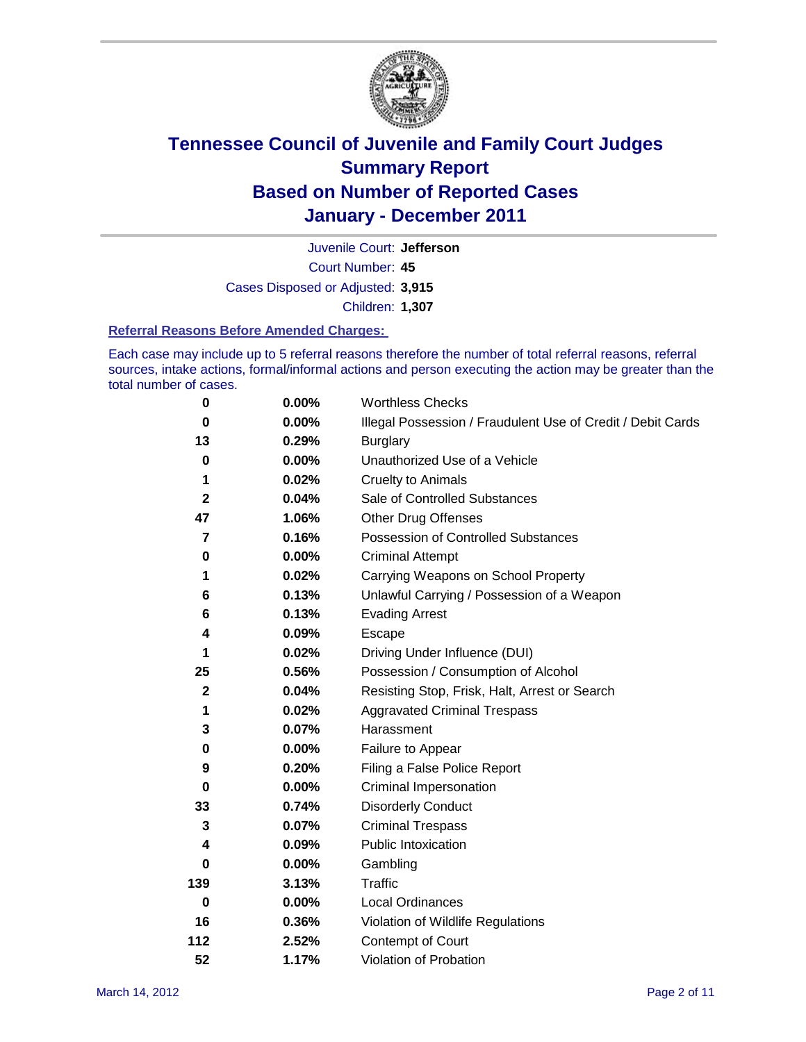# Tennessee Council of Juvenile and Family Court Judges
## Summary Report
## Based on Number of Reported Cases
## January - December 2011

Juvenile Court: **Jefferson**

Court Number: **45**

Cases Disposed or Adjusted: **3,915**

Children: **1,307**

### Referral Reasons Before Amended Charges:

Each case may include up to 5 referral reasons therefore the number of total referral reasons, referral sources, intake actions, formal/informal actions and person executing the action may be greater than the total number of cases.

| Count | Percent | Referral Reason |
|---|---|---|
| 0 | 0.00% | Worthless Checks |
| 0 | 0.00% | Illegal Possession / Fraudulent Use of Credit / Debit Cards |
| 13 | 0.29% | Burglary |
| 0 | 0.00% | Unauthorized Use of a Vehicle |
| 1 | 0.02% | Cruelty to Animals |
| 2 | 0.04% | Sale of Controlled Substances |
| 47 | 1.06% | Other Drug Offenses |
| 7 | 0.16% | Possession of Controlled Substances |
| 0 | 0.00% | Criminal Attempt |
| 1 | 0.02% | Carrying Weapons on School Property |
| 6 | 0.13% | Unlawful Carrying / Possession of a Weapon |
| 6 | 0.13% | Evading Arrest |
| 4 | 0.09% | Escape |
| 1 | 0.02% | Driving Under Influence (DUI) |
| 25 | 0.56% | Possession / Consumption of Alcohol |
| 2 | 0.04% | Resisting Stop, Frisk, Halt, Arrest or Search |
| 1 | 0.02% | Aggravated Criminal Trespass |
| 3 | 0.07% | Harassment |
| 0 | 0.00% | Failure to Appear |
| 9 | 0.20% | Filing a False Police Report |
| 0 | 0.00% | Criminal Impersonation |
| 33 | 0.74% | Disorderly Conduct |
| 3 | 0.07% | Criminal Trespass |
| 4 | 0.09% | Public Intoxication |
| 0 | 0.00% | Gambling |
| 139 | 3.13% | Traffic |
| 0 | 0.00% | Local Ordinances |
| 16 | 0.36% | Violation of Wildlife Regulations |
| 112 | 2.52% | Contempt of Court |
| 52 | 1.17% | Violation of Probation |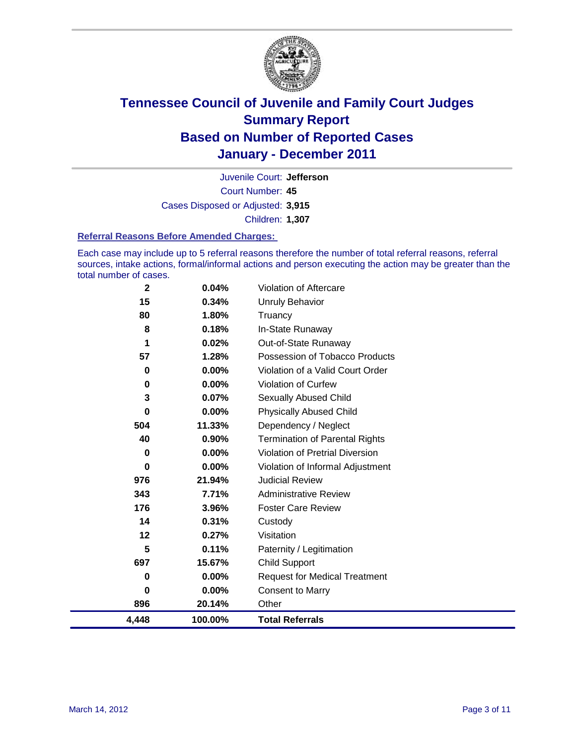# Tennessee Council of Juvenile and Family Court Judges
## Summary Report
## Based on Number of Reported Cases
## January - December 2011

Juvenile Court: **Jefferson**
Court Number: **45**
Cases Disposed or Adjusted: **3,915**
Children: **1,307**

### Referral Reasons Before Amended Charges:

Each case may include up to 5 referral reasons therefore the number of total referral reasons, referral sources, intake actions, formal/informal actions and person executing the action may be greater than the total number of cases.

| Count | Percent | Referral Reason |
|---|---|---|
| 2 | 0.04% | Violation of Aftercare |
| 15 | 0.34% | Unruly Behavior |
| 80 | 1.80% | Truancy |
| 8 | 0.18% | In-State Runaway |
| 1 | 0.02% | Out-of-State Runaway |
| 57 | 1.28% | Possession of Tobacco Products |
| 0 | 0.00% | Violation of a Valid Court Order |
| 0 | 0.00% | Violation of Curfew |
| 3 | 0.07% | Sexually Abused Child |
| 0 | 0.00% | Physically Abused Child |
| 504 | 11.33% | Dependency / Neglect |
| 40 | 0.90% | Termination of Parental Rights |
| 0 | 0.00% | Violation of Pretrial Diversion |
| 0 | 0.00% | Violation of Informal Adjustment |
| 976 | 21.94% | Judicial Review |
| 343 | 7.71% | Administrative Review |
| 176 | 3.96% | Foster Care Review |
| 14 | 0.31% | Custody |
| 12 | 0.27% | Visitation |
| 5 | 0.11% | Paternity / Legitimation |
| 697 | 15.67% | Child Support |
| 0 | 0.00% | Request for Medical Treatment |
| 0 | 0.00% | Consent to Marry |
| 896 | 20.14% | Other |
| **4,448** | **100.00%** | **Total Referrals** |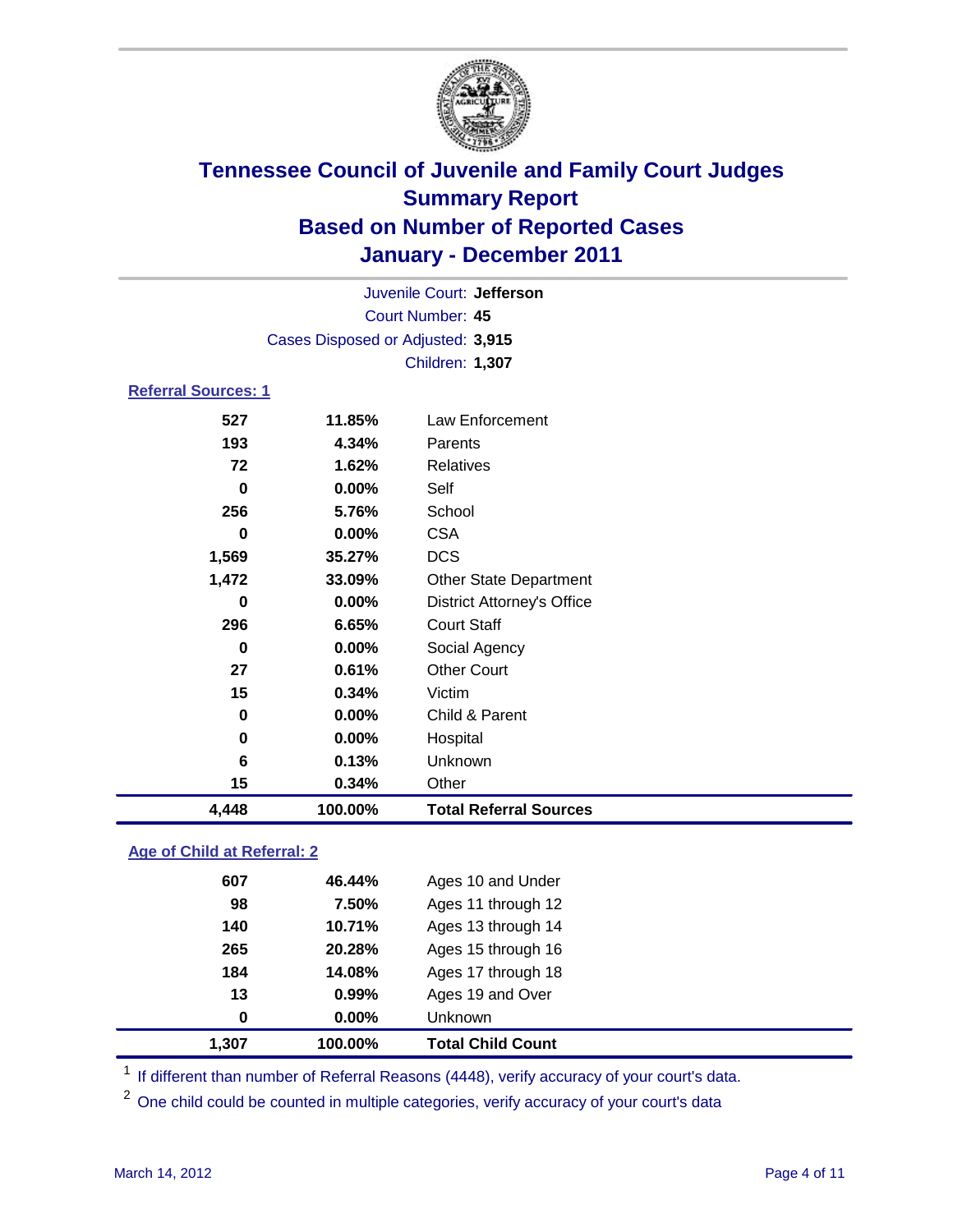# Tennessee Council of Juvenile and Family Court Judges
## Summary Report
## Based on Number of Reported Cases
## January - December 2011

Juvenile Court: **Jefferson**
Court Number: **45**
Cases Disposed or Adjusted: **3,915**
Children: **1,307**

### Referral Sources: 1

| | | |
|---|---|---|
| 527 | 11.85% | Law Enforcement |
| 193 | 4.34% | Parents |
| 72 | 1.62% | Relatives |
| 0 | 0.00% | Self |
| 256 | 5.76% | School |
| 0 | 0.00% | CSA |
| 1,569 | 35.27% | DCS |
| 1,472 | 33.09% | Other State Department |
| 0 | 0.00% | District Attorney's Office |
| 296 | 6.65% | Court Staff |
| 0 | 0.00% | Social Agency |
| 27 | 0.61% | Other Court |
| 15 | 0.34% | Victim |
| 0 | 0.00% | Child & Parent |
| 0 | 0.00% | Hospital |
| 6 | 0.13% | Unknown |
| 15 | 0.34% | Other |
| **4,448** | **100.00%** | **Total Referral Sources** |

### Age of Child at Referral: 2

| | | |
|---|---|---|
| 607 | 46.44% | Ages 10 and Under |
| 98 | 7.50% | Ages 11 through 12 |
| 140 | 10.71% | Ages 13 through 14 |
| 265 | 20.28% | Ages 15 through 16 |
| 184 | 14.08% | Ages 17 through 18 |
| 13 | 0.99% | Ages 19 and Over |
| 0 | 0.00% | Unknown |
| **1,307** | **100.00%** | **Total Child Count** |

[1] If different than number of Referral Reasons (4448), verify accuracy of your court's data.

[2] One child could be counted in multiple categories, verify accuracy of your court's data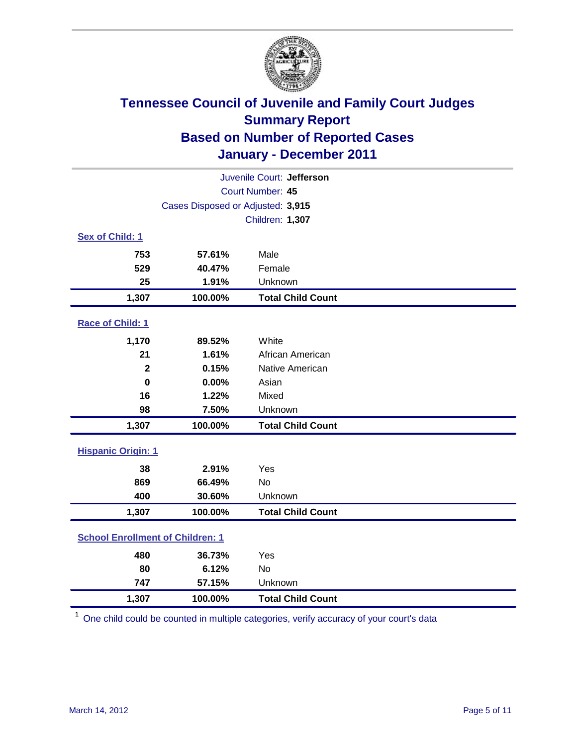# Tennessee Council of Juvenile and Family Court Judges
## Summary Report
## Based on Number of Reported Cases
## January - December 2011

Juvenile Court: **Jefferson**
Court Number: **45**
Cases Disposed or Adjusted: **3,915**
Children: **1,307**

### Sex of Child: 1

| Count | Percent | Category |
|---|---|---|
| 753 | 57.61% | Male |
| 529 | 40.47% | Female |
| 25 | 1.91% | Unknown |
| **1,307** | **100.00%** | **Total Child Count** |

### Race of Child: 1

| Count | Percent | Category |
|---|---|---|
| 1,170 | 89.52% | White |
| 21 | 1.61% | African American |
| 2 | 0.15% | Native American |
| 0 | 0.00% | Asian |
| 16 | 1.22% | Mixed |
| 98 | 7.50% | Unknown |
| **1,307** | **100.00%** | **Total Child Count** |

### Hispanic Origin: 1

| Count | Percent | Category |
|---|---|---|
| 38 | 2.91% | Yes |
| 869 | 66.49% | No |
| 400 | 30.60% | Unknown |
| **1,307** | **100.00%** | **Total Child Count** |

### School Enrollment of Children: 1

| Count | Percent | Category |
|---|---|---|
| 480 | 36.73% | Yes |
| 80 | 6.12% | No |
| 747 | 57.15% | Unknown |
| **1,307** | **100.00%** | **Total Child Count** |

[1] One child could be counted in multiple categories, verify accuracy of your court's data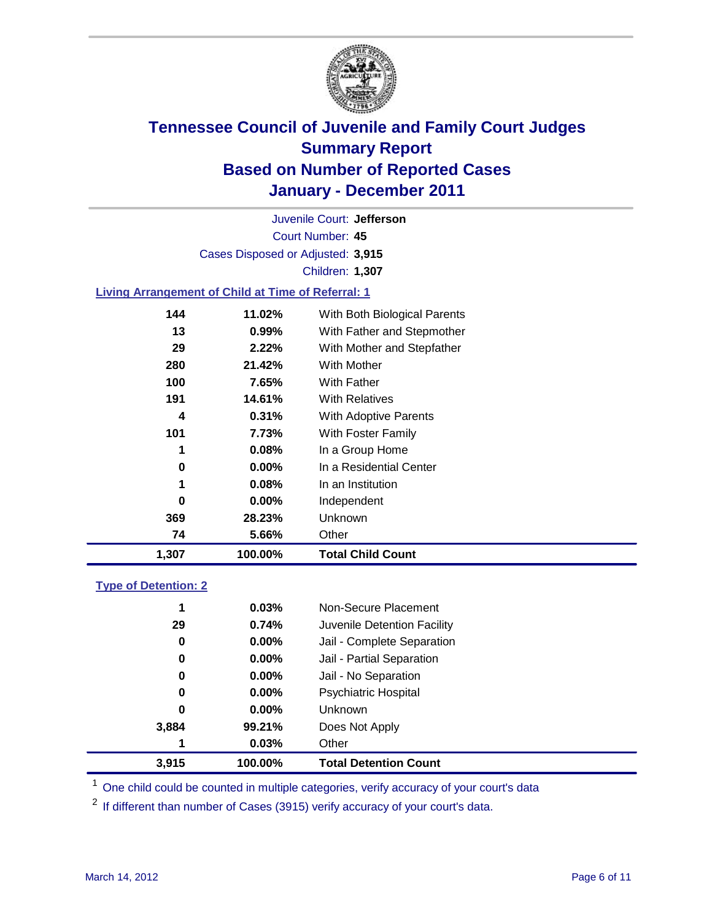# Tennessee Council of Juvenile and Family Court Judges
## Summary Report
## Based on Number of Reported Cases
## January - December 2011

Juvenile Court: **Jefferson**
Court Number: **45**
Cases Disposed or Adjusted: **3,915**
Children: **1,307**

### Living Arrangement of Child at Time of Referral: 1

| Count | Percent | Category |
|---|---|---|
| 144 | 11.02% | With Both Biological Parents |
| 13 | 0.99% | With Father and Stepmother |
| 29 | 2.22% | With Mother and Stepfather |
| 280 | 21.42% | With Mother |
| 100 | 7.65% | With Father |
| 191 | 14.61% | With Relatives |
| 4 | 0.31% | With Adoptive Parents |
| 101 | 7.73% | With Foster Family |
| 1 | 0.08% | In a Group Home |
| 0 | 0.00% | In a Residential Center |
| 1 | 0.08% | In an Institution |
| 0 | 0.00% | Independent |
| 369 | 28.23% | Unknown |
| 74 | 5.66% | Other |
| **1,307** | **100.00%** | **Total Child Count** |

### Type of Detention: 2

| Count | Percent | Category |
|---|---|---|
| 1 | 0.03% | Non-Secure Placement |
| 29 | 0.74% | Juvenile Detention Facility |
| 0 | 0.00% | Jail - Complete Separation |
| 0 | 0.00% | Jail - Partial Separation |
| 0 | 0.00% | Jail - No Separation |
| 0 | 0.00% | Psychiatric Hospital |
| 0 | 0.00% | Unknown |
| 3,884 | 99.21% | Does Not Apply |
| 1 | 0.03% | Other |
| **3,915** | **100.00%** | **Total Detention Count** |

[1] One child could be counted in multiple categories, verify accuracy of your court's data

[2] If different than number of Cases (3915) verify accuracy of your court's data.

March 14, 2012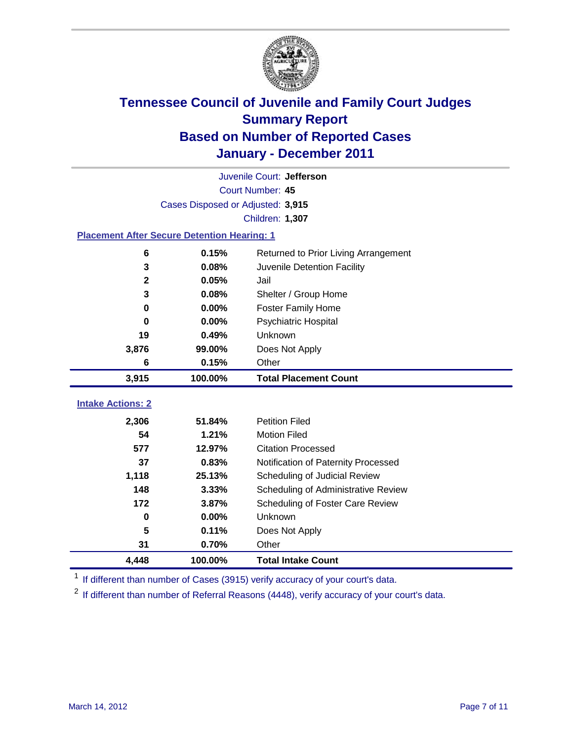# Tennessee Council of Juvenile and Family Court Judges
## Summary Report
## Based on Number of Reported Cases
## January - December 2011

Juvenile Court: **Jefferson**

Court Number: **45**

Cases Disposed or Adjusted: **3,915**

Children: **1,307**

### Placement After Secure Detention Hearing: 1

| Count | Percent | Placement |
|---|---|---|
| 6 | 0.15% | Returned to Prior Living Arrangement |
| 3 | 0.08% | Juvenile Detention Facility |
| 2 | 0.05% | Jail |
| 3 | 0.08% | Shelter / Group Home |
| 0 | 0.00% | Foster Family Home |
| 0 | 0.00% | Psychiatric Hospital |
| 19 | 0.49% | Unknown |
| 3,876 | 99.00% | Does Not Apply |
| 6 | 0.15% | Other |
| **3,915** | **100.00%** | **Total Placement Count** |

### Intake Actions: 2

| Count | Percent | Intake Action |
|---|---|---|
| 2,306 | 51.84% | Petition Filed |
| 54 | 1.21% | Motion Filed |
| 577 | 12.97% | Citation Processed |
| 37 | 0.83% | Notification of Paternity Processed |
| 1,118 | 25.13% | Scheduling of Judicial Review |
| 148 | 3.33% | Scheduling of Administrative Review |
| 172 | 3.87% | Scheduling of Foster Care Review |
| 0 | 0.00% | Unknown |
| 5 | 0.11% | Does Not Apply |
| 31 | 0.70% | Other |
| **4,448** | **100.00%** | **Total Intake Count** |

[1] If different than number of Cases (3915) verify accuracy of your court's data.

[2] If different than number of Referral Reasons (4448), verify accuracy of your court's data.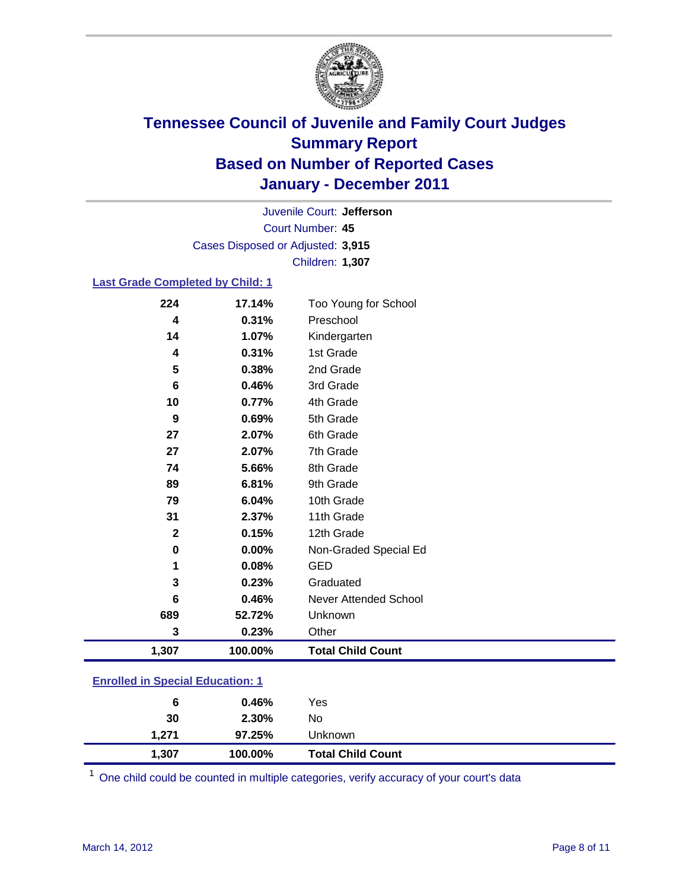# Tennessee Council of Juvenile and Family Court Judges
## Summary Report
## Based on Number of Reported Cases
## January - December 2011

Juvenile Court: **Jefferson**
Court Number: **45**
Cases Disposed or Adjusted: **3,915**
Children: **1,307**

### Last Grade Completed by Child: 1

| | | |
|---|---|---|
| 224 | 17.14% | Too Young for School |
| 4 | 0.31% | Preschool |
| 14 | 1.07% | Kindergarten |
| 4 | 0.31% | 1st Grade |
| 5 | 0.38% | 2nd Grade |
| 6 | 0.46% | 3rd Grade |
| 10 | 0.77% | 4th Grade |
| 9 | 0.69% | 5th Grade |
| 27 | 2.07% | 6th Grade |
| 27 | 2.07% | 7th Grade |
| 74 | 5.66% | 8th Grade |
| 89 | 6.81% | 9th Grade |
| 79 | 6.04% | 10th Grade |
| 31 | 2.37% | 11th Grade |
| 2 | 0.15% | 12th Grade |
| 0 | 0.00% | Non-Graded Special Ed |
| 1 | 0.08% | GED |
| 3 | 0.23% | Graduated |
| 6 | 0.46% | Never Attended School |
| 689 | 52.72% | Unknown |
| 3 | 0.23% | Other |
| **1,307** | **100.00%** | **Total Child Count** |

### Enrolled in Special Education: 1

| | | |
|---|---|---|
| 6 | 0.46% | Yes |
| 30 | 2.30% | No |
| 1,271 | 97.25% | Unknown |
| **1,307** | **100.00%** | **Total Child Count** |

[1] One child could be counted in multiple categories, verify accuracy of your court's data

March 14, 2012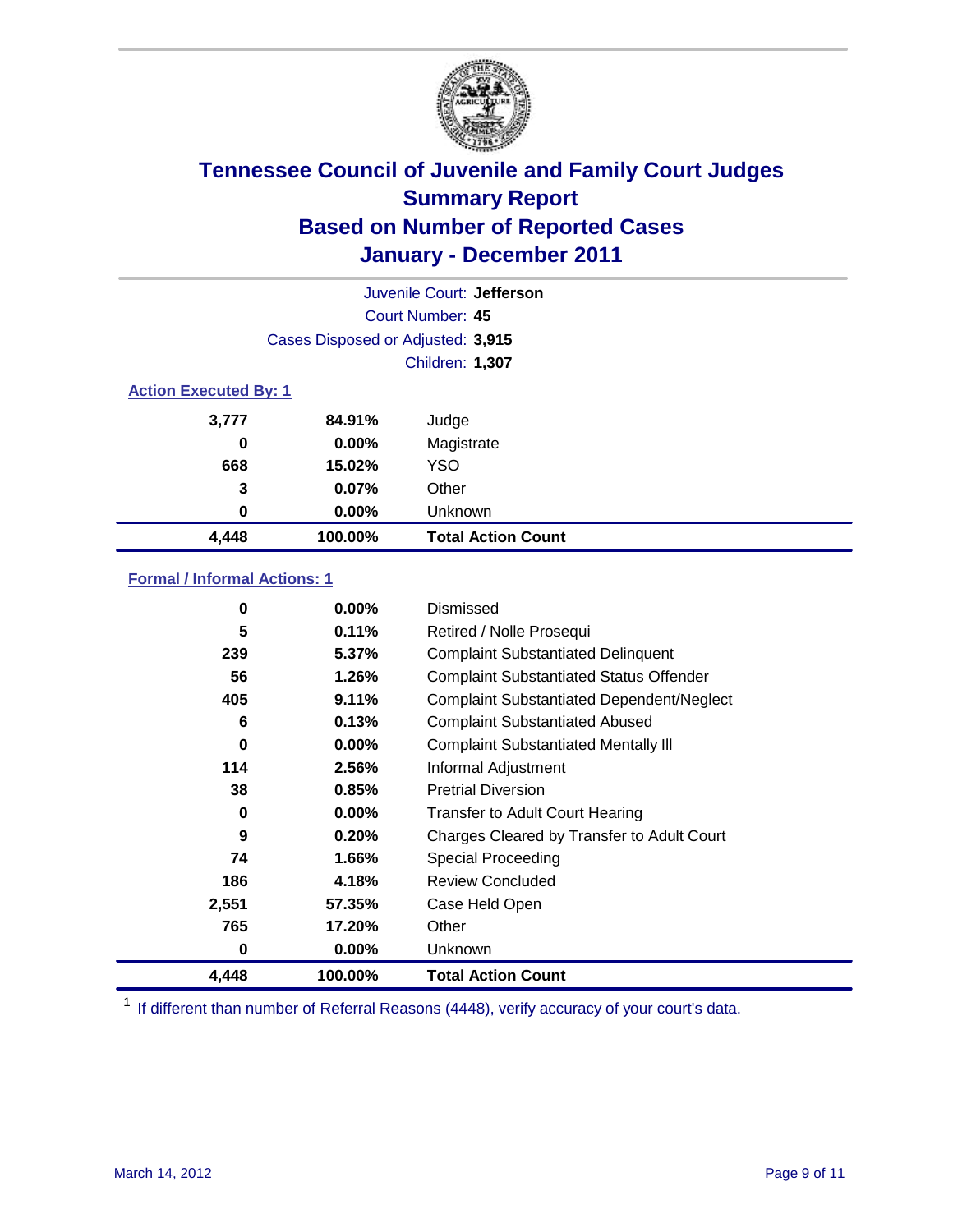# Tennessee Council of Juvenile and Family Court Judges
## Summary Report
## Based on Number of Reported Cases
## January - December 2011

Juvenile Court: **Jefferson**

Court Number: **45**

Cases Disposed or Adjusted: **3,915**

Children: **1,307**

### Action Executed By: 1

| | | |
|---|---|---|
| 3,777 | 84.91% | Judge |
| 0 | 0.00% | Magistrate |
| 668 | 15.02% | YSO |
| 3 | 0.07% | Other |
| 0 | 0.00% | Unknown |
| **4,448** | **100.00%** | **Total Action Count** |

### Formal / Informal Actions: 1

| | | |
|---|---|---|
| 0 | 0.00% | Dismissed |
| 5 | 0.11% | Retired / Nolle Prosequi |
| 239 | 5.37% | Complaint Substantiated Delinquent |
| 56 | 1.26% | Complaint Substantiated Status Offender |
| 405 | 9.11% | Complaint Substantiated Dependent/Neglect |
| 6 | 0.13% | Complaint Substantiated Abused |
| 0 | 0.00% | Complaint Substantiated Mentally Ill |
| 114 | 2.56% | Informal Adjustment |
| 38 | 0.85% | Pretrial Diversion |
| 0 | 0.00% | Transfer to Adult Court Hearing |
| 9 | 0.20% | Charges Cleared by Transfer to Adult Court |
| 74 | 1.66% | Special Proceeding |
| 186 | 4.18% | Review Concluded |
| 2,551 | 57.35% | Case Held Open |
| 765 | 17.20% | Other |
| 0 | 0.00% | Unknown |
| **4,448** | **100.00%** | **Total Action Count** |

[1] If different than number of Referral Reasons (4448), verify accuracy of your court's data.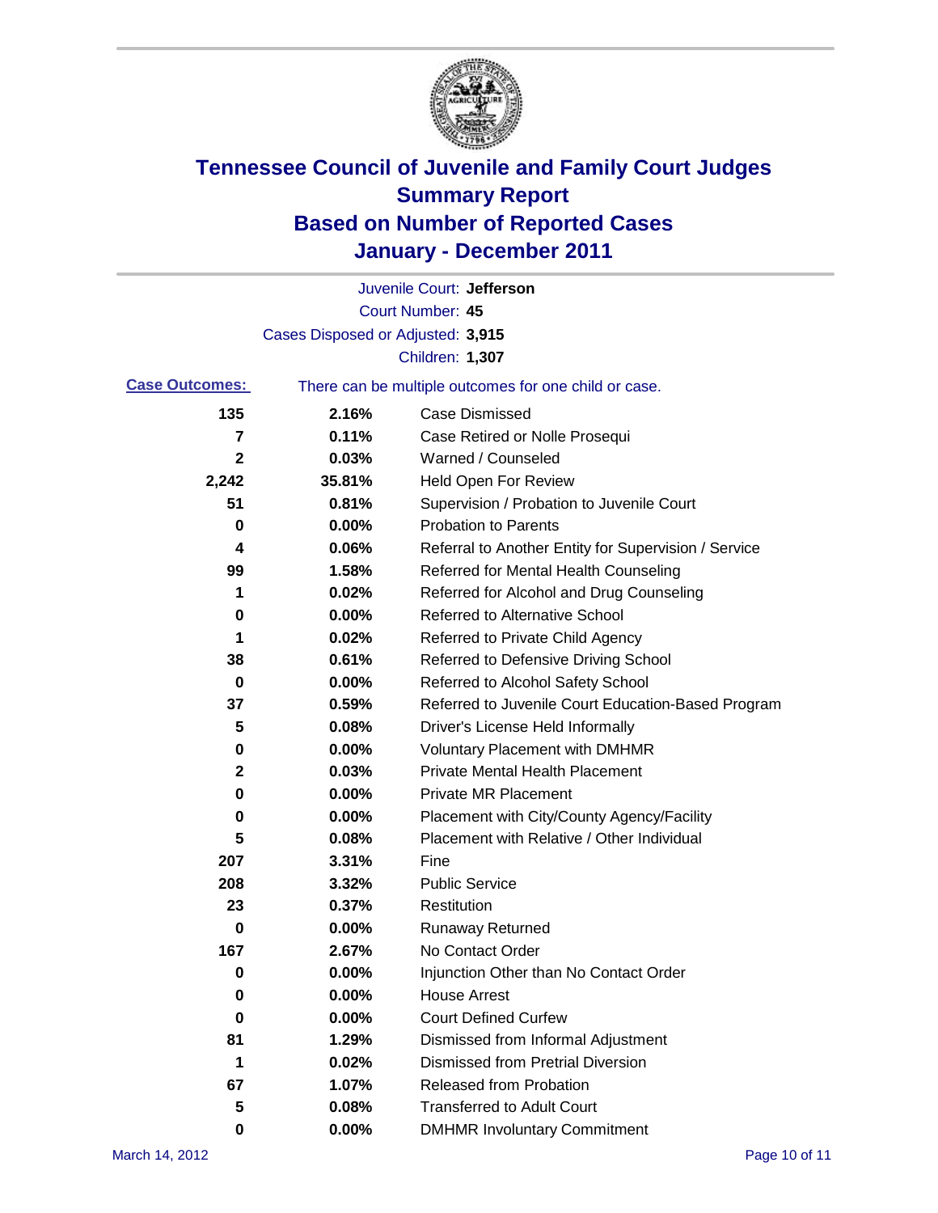# Tennessee Council of Juvenile and Family Court Judges
## Summary Report
## Based on Number of Reported Cases
## January - December 2011

Juvenile Court: **Jefferson**
Court Number: **45**
Cases Disposed or Adjusted: **3,915**
Children: **1,307**

**Case Outcomes:** There can be multiple outcomes for one child or case.

| Count | Percent | Outcome |
|---|---|---|
| 135 | 2.16% | Case Dismissed |
| 7 | 0.11% | Case Retired or Nolle Prosequi |
| 2 | 0.03% | Warned / Counseled |
| 2,242 | 35.81% | Held Open For Review |
| 51 | 0.81% | Supervision / Probation to Juvenile Court |
| 0 | 0.00% | Probation to Parents |
| 4 | 0.06% | Referral to Another Entity for Supervision / Service |
| 99 | 1.58% | Referred for Mental Health Counseling |
| 1 | 0.02% | Referred for Alcohol and Drug Counseling |
| 0 | 0.00% | Referred to Alternative School |
| 1 | 0.02% | Referred to Private Child Agency |
| 38 | 0.61% | Referred to Defensive Driving School |
| 0 | 0.00% | Referred to Alcohol Safety School |
| 37 | 0.59% | Referred to Juvenile Court Education-Based Program |
| 5 | 0.08% | Driver's License Held Informally |
| 0 | 0.00% | Voluntary Placement with DMHMR |
| 2 | 0.03% | Private Mental Health Placement |
| 0 | 0.00% | Private MR Placement |
| 0 | 0.00% | Placement with City/County Agency/Facility |
| 5 | 0.08% | Placement with Relative / Other Individual |
| 207 | 3.31% | Fine |
| 208 | 3.32% | Public Service |
| 23 | 0.37% | Restitution |
| 0 | 0.00% | Runaway Returned |
| 167 | 2.67% | No Contact Order |
| 0 | 0.00% | Injunction Other than No Contact Order |
| 0 | 0.00% | House Arrest |
| 0 | 0.00% | Court Defined Curfew |
| 81 | 1.29% | Dismissed from Informal Adjustment |
| 1 | 0.02% | Dismissed from Pretrial Diversion |
| 67 | 1.07% | Released from Probation |
| 5 | 0.08% | Transferred to Adult Court |
| 0 | 0.00% | DMHMR Involuntary Commitment |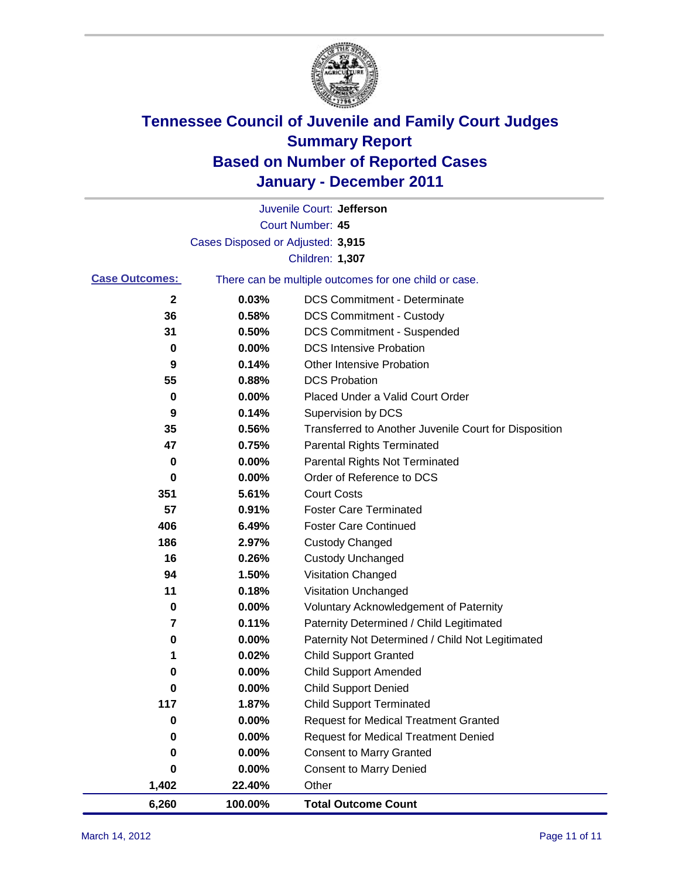# Tennessee Council of Juvenile and Family Court Judges
# Summary Report
# Based on Number of Reported Cases
# January - December 2011

Juvenile Court: **Jefferson**

Court Number: **45**

Cases Disposed or Adjusted: **3,915**

Children: **1,307**

**Case Outcomes:** There can be multiple outcomes for one child or case.

| | | |
|---|---|---|
| 2 | 0.03% | DCS Commitment - Determinate |
| 36 | 0.58% | DCS Commitment - Custody |
| 31 | 0.50% | DCS Commitment - Suspended |
| 0 | 0.00% | DCS Intensive Probation |
| 9 | 0.14% | Other Intensive Probation |
| 55 | 0.88% | DCS Probation |
| 0 | 0.00% | Placed Under a Valid Court Order |
| 9 | 0.14% | Supervision by DCS |
| 35 | 0.56% | Transferred to Another Juvenile Court for Disposition |
| 47 | 0.75% | Parental Rights Terminated |
| 0 | 0.00% | Parental Rights Not Terminated |
| 0 | 0.00% | Order of Reference to DCS |
| 351 | 5.61% | Court Costs |
| 57 | 0.91% | Foster Care Terminated |
| 406 | 6.49% | Foster Care Continued |
| 186 | 2.97% | Custody Changed |
| 16 | 0.26% | Custody Unchanged |
| 94 | 1.50% | Visitation Changed |
| 11 | 0.18% | Visitation Unchanged |
| 0 | 0.00% | Voluntary Acknowledgement of Paternity |
| 7 | 0.11% | Paternity Determined / Child Legitimated |
| 0 | 0.00% | Paternity Not Determined / Child Not Legitimated |
| 1 | 0.02% | Child Support Granted |
| 0 | 0.00% | Child Support Amended |
| 0 | 0.00% | Child Support Denied |
| 117 | 1.87% | Child Support Terminated |
| 0 | 0.00% | Request for Medical Treatment Granted |
| 0 | 0.00% | Request for Medical Treatment Denied |
| 0 | 0.00% | Consent to Marry Granted |
| 0 | 0.00% | Consent to Marry Denied |
| 1,402 | 22.40% | Other |
| **6,260** | **100.00%** | **Total Outcome Count** |

March 14, 2012